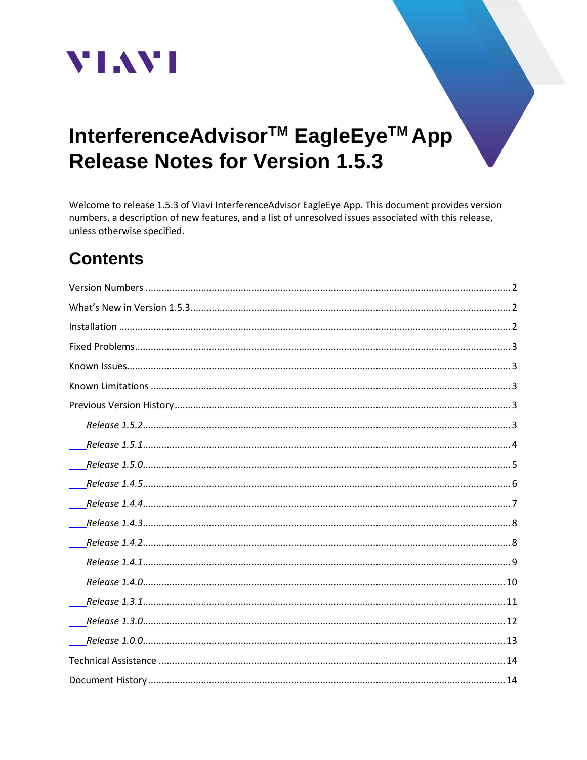VIAVI

# InterferenceAdvisor™ EagleEye™ App Release Notes for Version 1.5.3

Welcome to release 1.5.3 of Viavi InterferenceAdvisor EagleEye App. This document provides version numbers, a description of new features, and a list of unresolved issues associated with this release, unless otherwise specified.

## Contents

Version Numbers ..... 2
What's New in Version 1.5.3 ..... 2
Installation ..... 2
Fixed Problems ..... 3
Known Issues ..... 3
Known Limitations ..... 3
Previous Version History ..... 3
- *Release 1.5.2* ..... 3
- *Release 1.5.1* ..... 4
- *Release 1.5.0* ..... 5
- *Release 1.4.5* ..... 6
- *Release 1.4.4* ..... 7
- *Release 1.4.3* ..... 8
- *Release 1.4.2* ..... 8
- *Release 1.4.1* ..... 9
- *Release 1.4.0* ..... 10
- *Release 1.3.1* ..... 11
- *Release 1.3.0* ..... 12
- *Release 1.0.0* ..... 13

Technical Assistance ..... 14
Document History ..... 14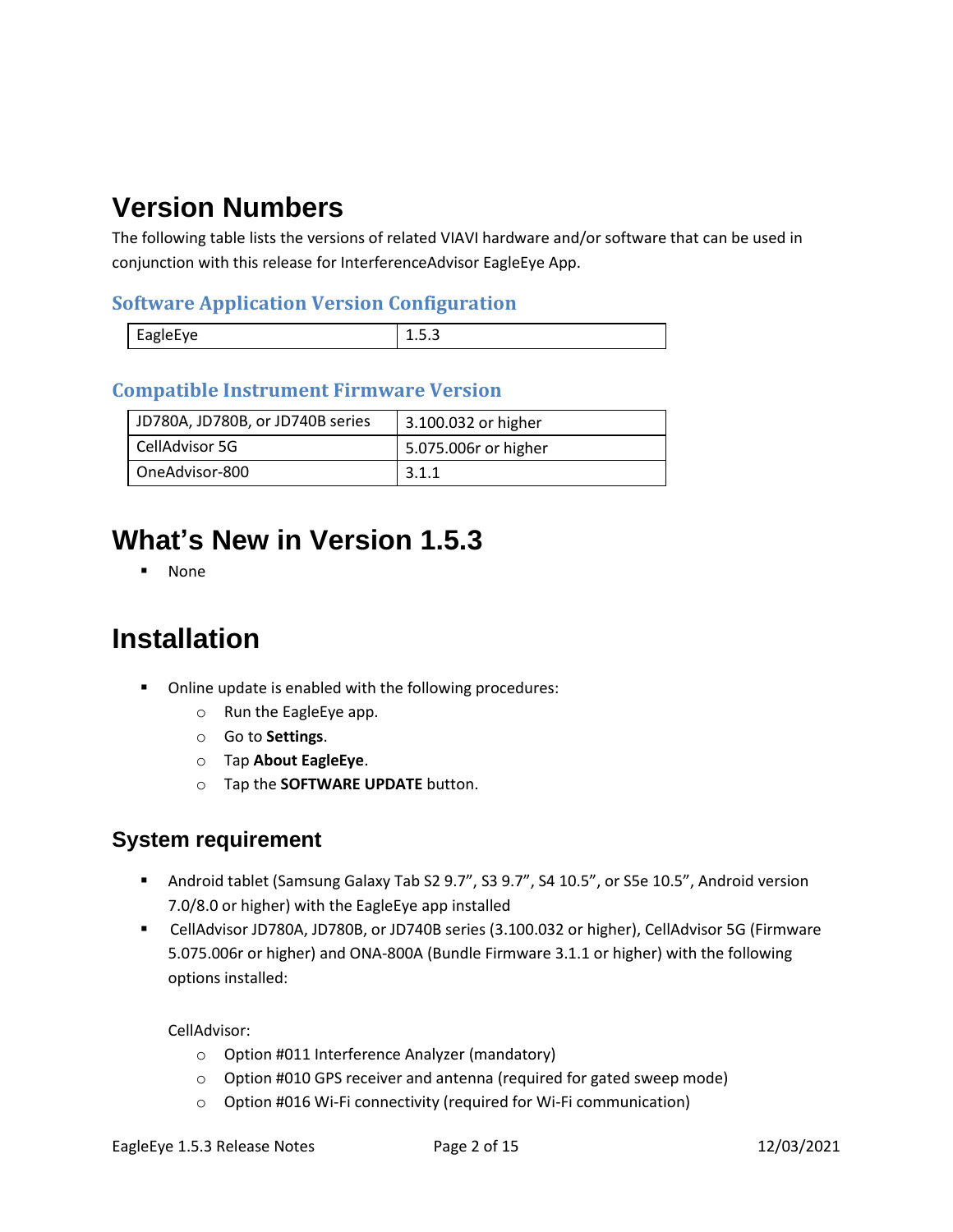# Version Numbers

The following table lists the versions of related VIAVI hardware and/or software that can be used in conjunction with this release for InterferenceAdvisor EagleEye App.

### Software Application Version Configuration

| EagleEye | 1.5.3 |
|---|---|

### Compatible Instrument Firmware Version

| JD780A, JD780B, or JD740B series | 3.100.032 or higher |
|---|---|
| CellAdvisor 5G | 5.075.006r or higher |
| OneAdvisor-800 | 3.1.1 |

# What's New in Version 1.5.3

- None

# Installation

- Online update is enabled with the following procedures:
  - Run the EagleEye app.
  - Go to **Settings**.
  - Tap **About EagleEye**.
  - Tap the **SOFTWARE UPDATE** button.

## System requirement

- Android tablet (Samsung Galaxy Tab S2 9.7", S3 9.7", S4 10.5", or S5e 10.5", Android version 7.0/8.0 or higher) with the EagleEye app installed
- CellAdvisor JD780A, JD780B, or JD740B series (3.100.032 or higher), CellAdvisor 5G (Firmware 5.075.006r or higher) and ONA-800A (Bundle Firmware 3.1.1 or higher) with the following options installed:

  CellAdvisor:
  - Option #011 Interference Analyzer (mandatory)
  - Option #010 GPS receiver and antenna (required for gated sweep mode)
  - Option #016 Wi-Fi connectivity (required for Wi-Fi communication)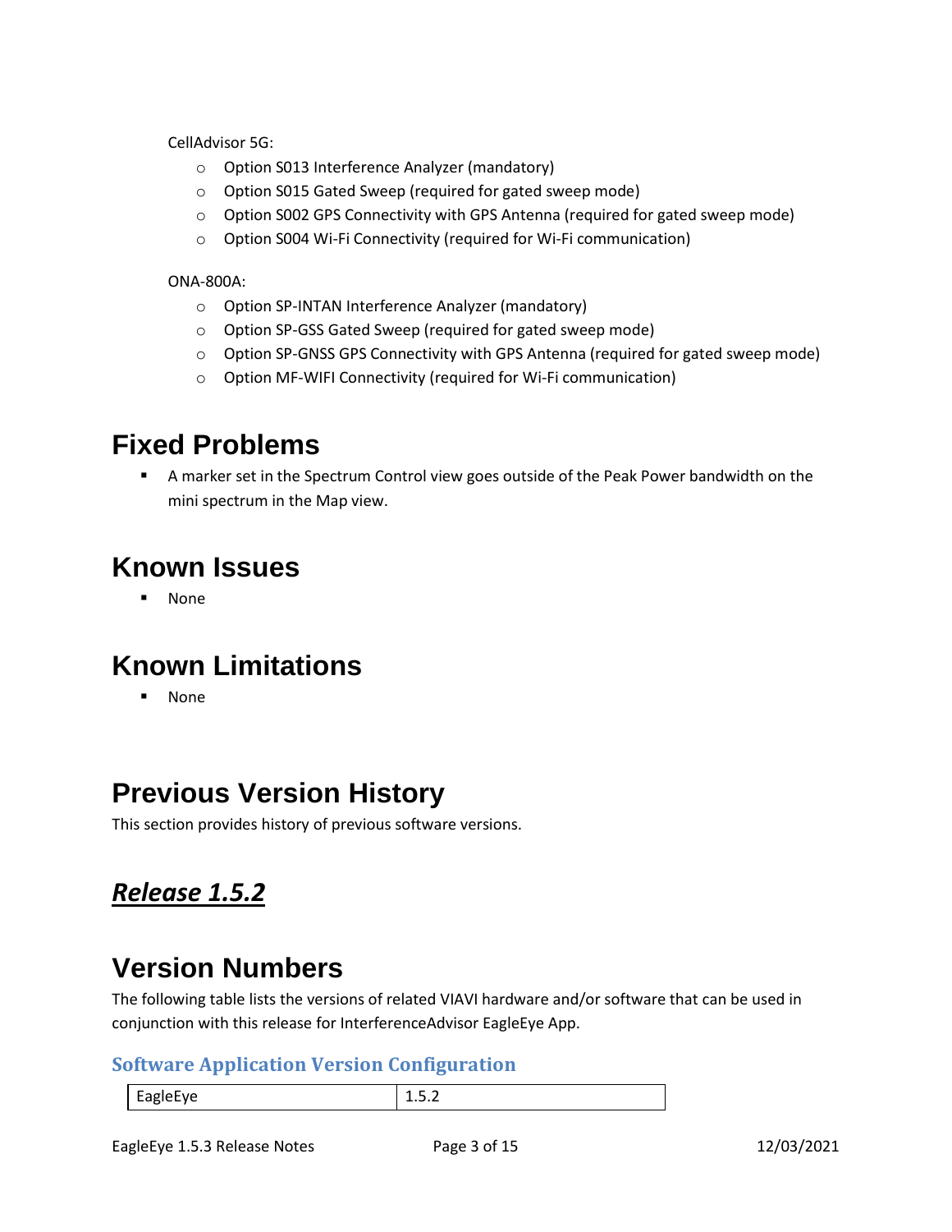CellAdvisor 5G:

- Option S013 Interference Analyzer (mandatory)
- Option S015 Gated Sweep (required for gated sweep mode)
- Option S002 GPS Connectivity with GPS Antenna (required for gated sweep mode)
- Option S004 Wi-Fi Connectivity (required for Wi-Fi communication)

ONA-800A:

- Option SP-INTAN Interference Analyzer (mandatory)
- Option SP-GSS Gated Sweep (required for gated sweep mode)
- Option SP-GNSS GPS Connectivity with GPS Antenna (required for gated sweep mode)
- Option MF-WIFI Connectivity (required for Wi-Fi communication)

# Fixed Problems

- A marker set in the Spectrum Control view goes outside of the Peak Power bandwidth on the mini spectrum in the Map view.

# Known Issues

- None

# Known Limitations

- None

# Previous Version History

This section provides history of previous software versions.

## ***Release 1.5.2***

# Version Numbers

The following table lists the versions of related VIAVI hardware and/or software that can be used in conjunction with this release for InterferenceAdvisor EagleEye App.

### Software Application Version Configuration

| EagleEye | 1.5.2 |
| --- | --- |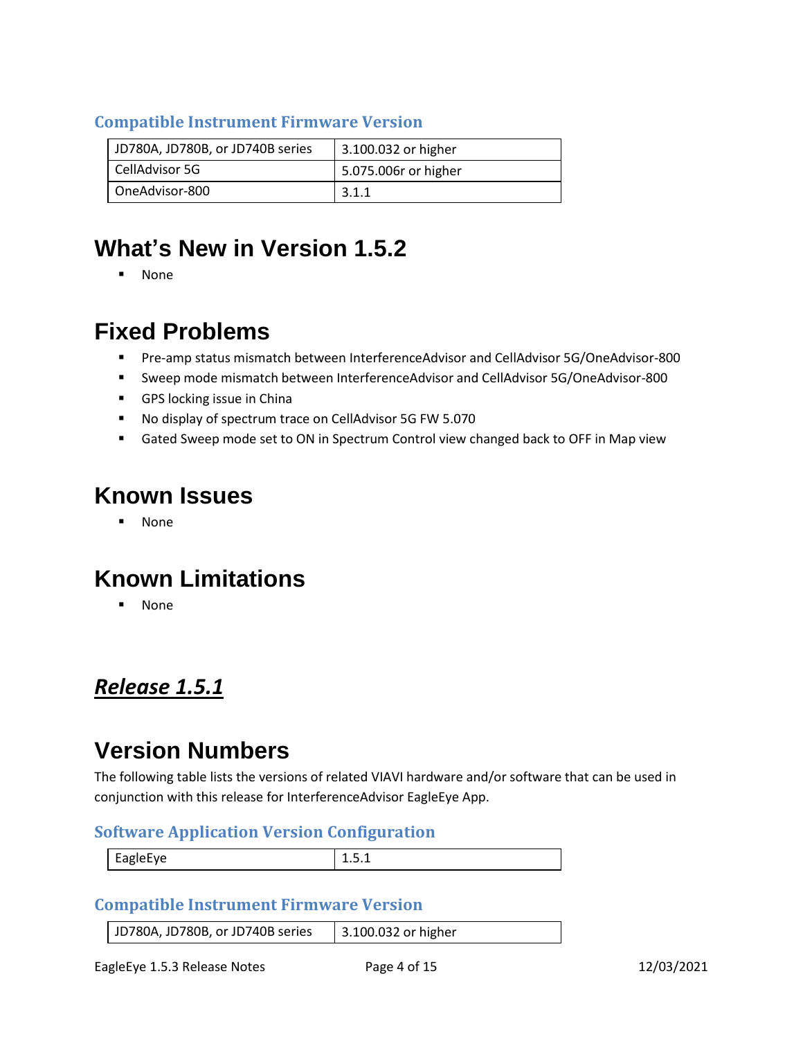### Compatible Instrument Firmware Version

| | |
|---|---|
| JD780A, JD780B, or JD740B series | 3.100.032 or higher |
| CellAdvisor 5G | 5.075.006r or higher |
| OneAdvisor-800 | 3.1.1 |

# What's New in Version 1.5.2

- None

# Fixed Problems

- Pre-amp status mismatch between InterferenceAdvisor and CellAdvisor 5G/OneAdvisor-800
- Sweep mode mismatch between InterferenceAdvisor and CellAdvisor 5G/OneAdvisor-800
- GPS locking issue in China
- No display of spectrum trace on CellAdvisor 5G FW 5.070
- Gated Sweep mode set to ON in Spectrum Control view changed back to OFF in Map view

# Known Issues

- None

# Known Limitations

- None

## ***Release 1.5.1***

# Version Numbers

The following table lists the versions of related VIAVI hardware and/or software that can be used in conjunction with this release for InterferenceAdvisor EagleEye App.

### Software Application Version Configuration

| | |
|---|---|
| EagleEye | 1.5.1 |

### Compatible Instrument Firmware Version

| | |
|---|---|
| JD780A, JD780B, or JD740B series | 3.100.032 or higher |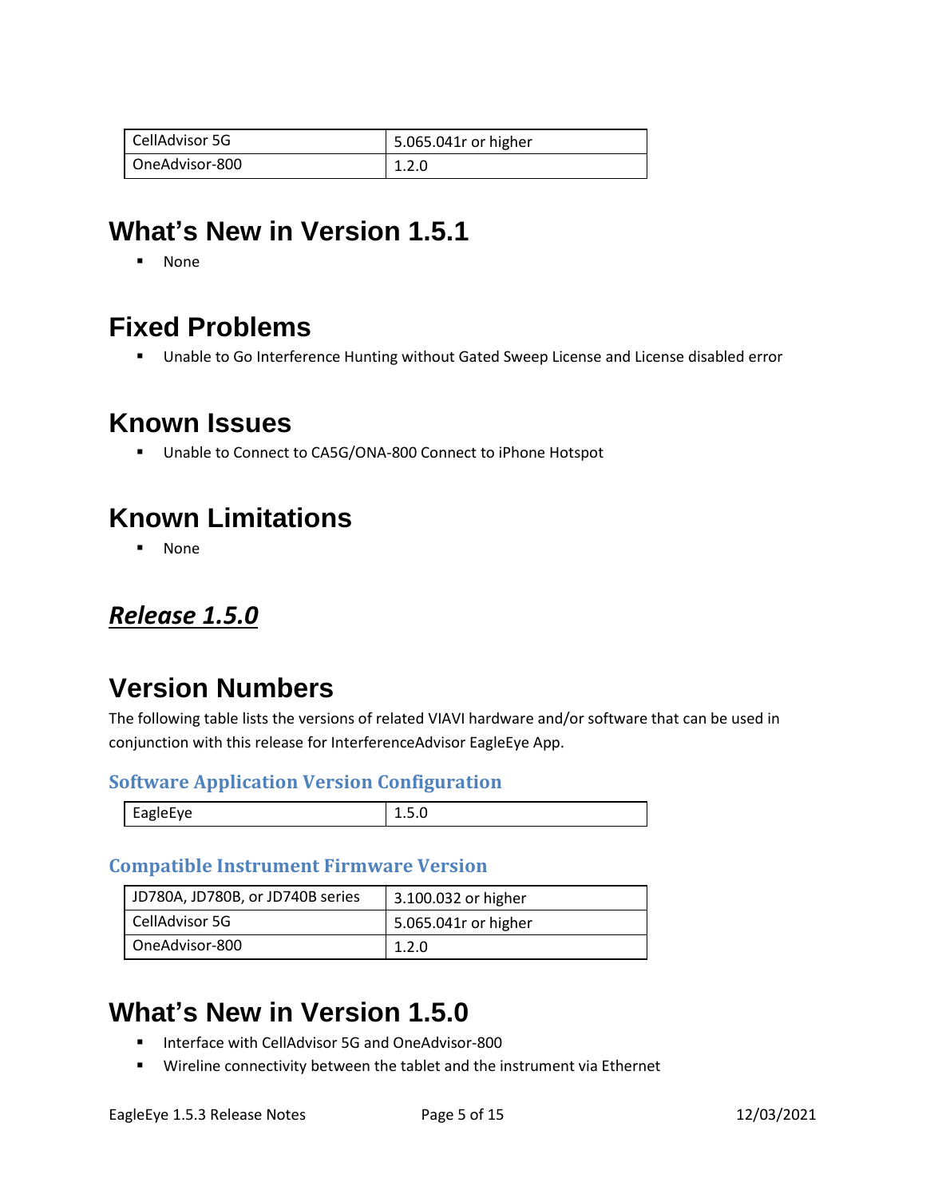| CellAdvisor 5G | 5.065.041r or higher |
|---|---|
| OneAdvisor-800 | 1.2.0 |

# What's New in Version 1.5.1

- None

# Fixed Problems

- Unable to Go Interference Hunting without Gated Sweep License and License disabled error

# Known Issues

- Unable to Connect to CA5G/ONA-800 Connect to iPhone Hotspot

# Known Limitations

- None

## ***Release 1.5.0***

# Version Numbers

The following table lists the versions of related VIAVI hardware and/or software that can be used in conjunction with this release for InterferenceAdvisor EagleEye App.

### Software Application Version Configuration

| EagleEye | 1.5.0 |
|---|---|

### Compatible Instrument Firmware Version

| JD780A, JD780B, or JD740B series | 3.100.032 or higher |
|---|---|
| CellAdvisor 5G | 5.065.041r or higher |
| OneAdvisor-800 | 1.2.0 |

# What's New in Version 1.5.0

- Interface with CellAdvisor 5G and OneAdvisor-800
- Wireline connectivity between the tablet and the instrument via Ethernet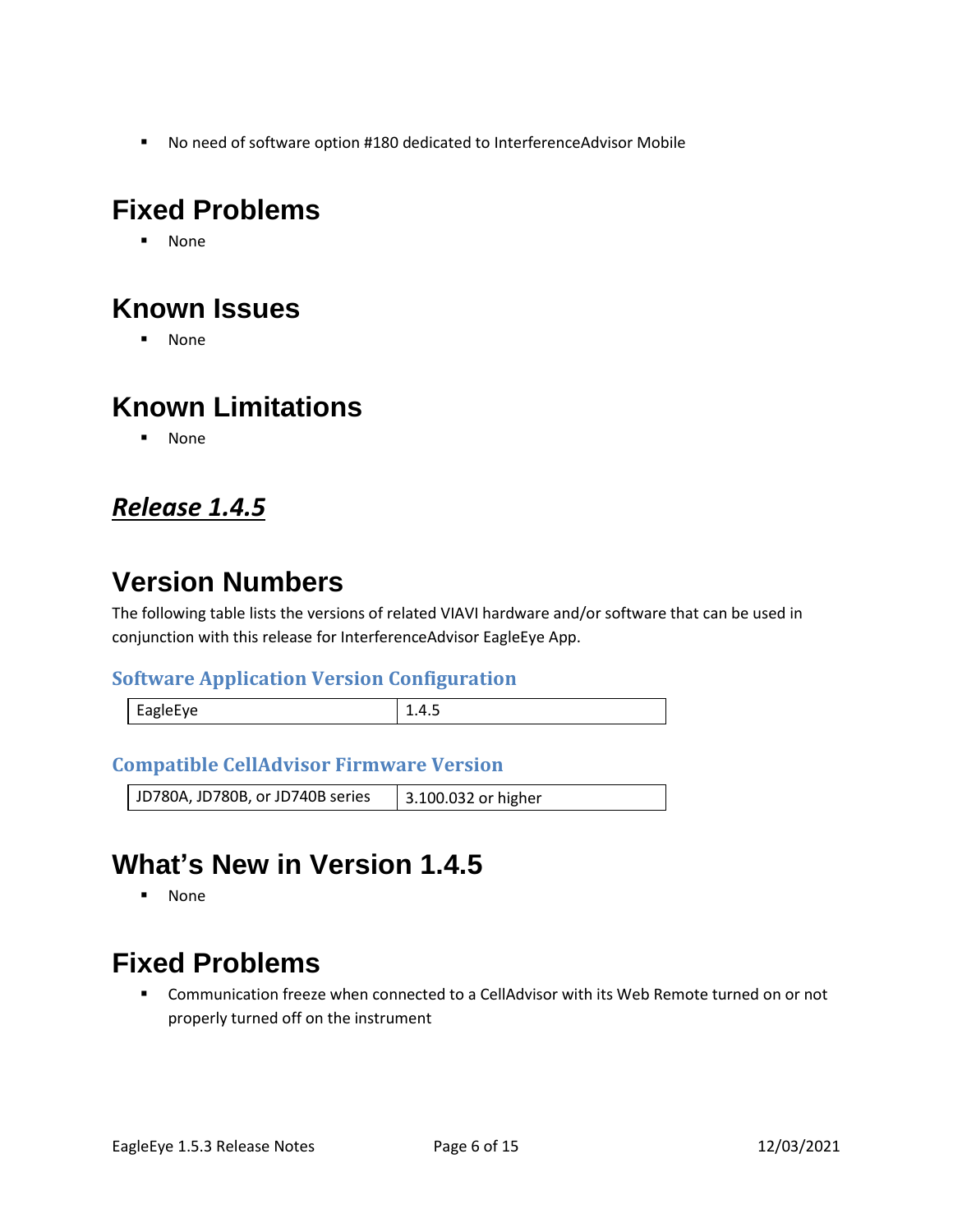- No need of software option #180 dedicated to InterferenceAdvisor Mobile

# Fixed Problems

- None

# Known Issues

- None

# Known Limitations

- None

## ***Release 1.4.5***

# Version Numbers

The following table lists the versions of related VIAVI hardware and/or software that can be used in conjunction with this release for InterferenceAdvisor EagleEye App.

### Software Application Version Configuration

| EagleEye | 1.4.5 |
|---|---|

### Compatible CellAdvisor Firmware Version

| JD780A, JD780B, or JD740B series | 3.100.032 or higher |
|---|---|

# What's New in Version 1.4.5

- None

# Fixed Problems

- Communication freeze when connected to a CellAdvisor with its Web Remote turned on or not properly turned off on the instrument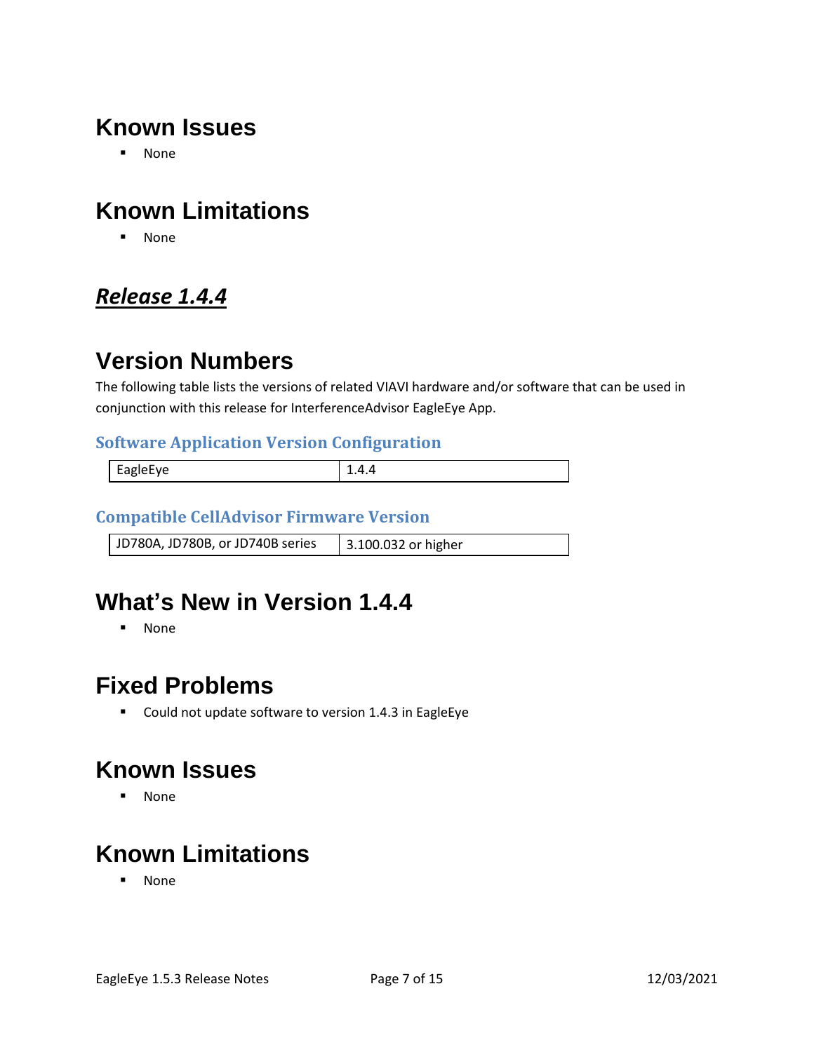# Known Issues

- None

# Known Limitations

- None

## ***Release 1.4.4***

# Version Numbers

The following table lists the versions of related VIAVI hardware and/or software that can be used in conjunction with this release for InterferenceAdvisor EagleEye App.

### Software Application Version Configuration

| EagleEye | 1.4.4 |
|---|---|

### Compatible CellAdvisor Firmware Version

| JD780A, JD780B, or JD740B series | 3.100.032 or higher |
|---|---|

# What's New in Version 1.4.4

- None

# Fixed Problems

- Could not update software to version 1.4.3 in EagleEye

# Known Issues

- None

# Known Limitations

- None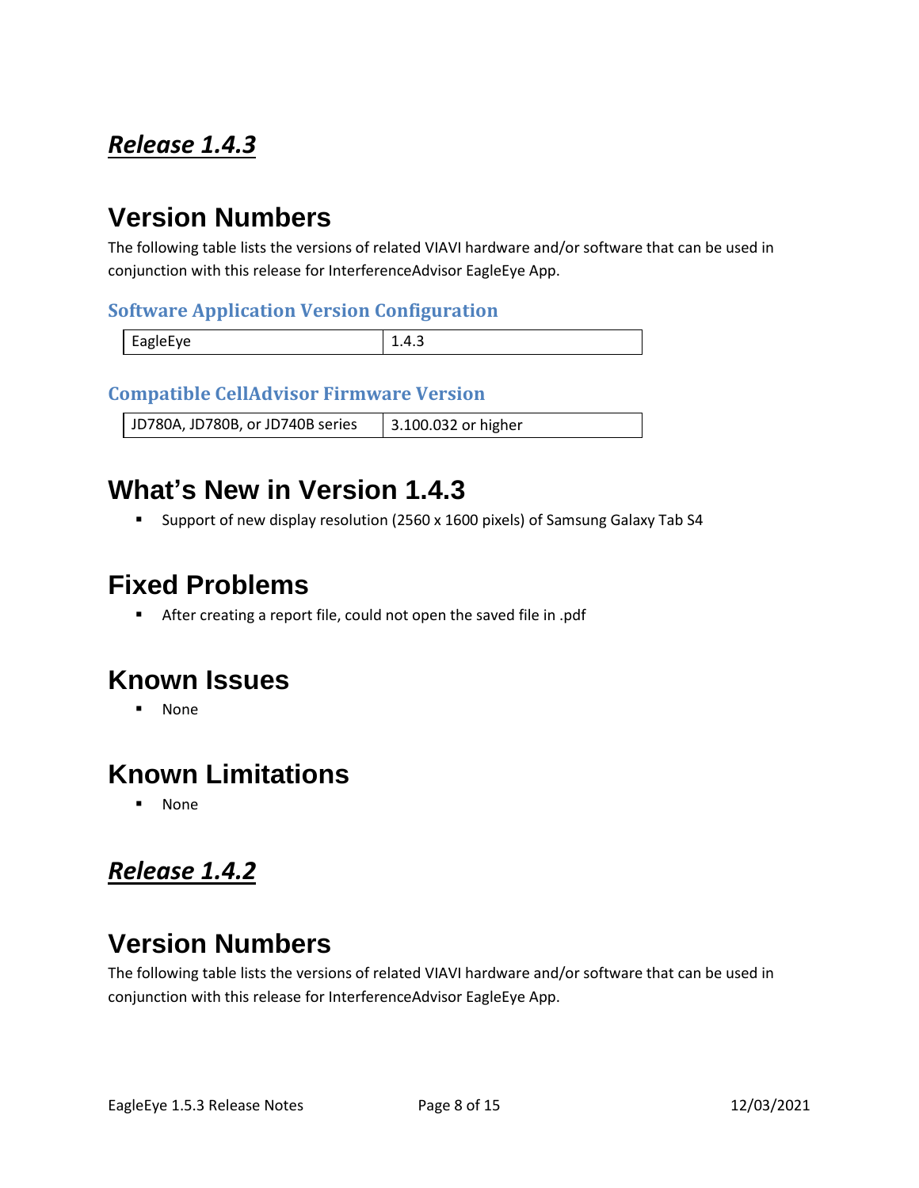## ***Release 1.4.3***

# Version Numbers

The following table lists the versions of related VIAVI hardware and/or software that can be used in conjunction with this release for InterferenceAdvisor EagleEye App.

### Software Application Version Configuration

| EagleEye | 1.4.3 |
|---|---|

### Compatible CellAdvisor Firmware Version

| JD780A, JD780B, or JD740B series | 3.100.032 or higher |
|---|---|

# What's New in Version 1.4.3

- Support of new display resolution (2560 x 1600 pixels) of Samsung Galaxy Tab S4

# Fixed Problems

- After creating a report file, could not open the saved file in .pdf

# Known Issues

- None

# Known Limitations

- None

## ***Release 1.4.2***

# Version Numbers

The following table lists the versions of related VIAVI hardware and/or software that can be used in conjunction with this release for InterferenceAdvisor EagleEye App.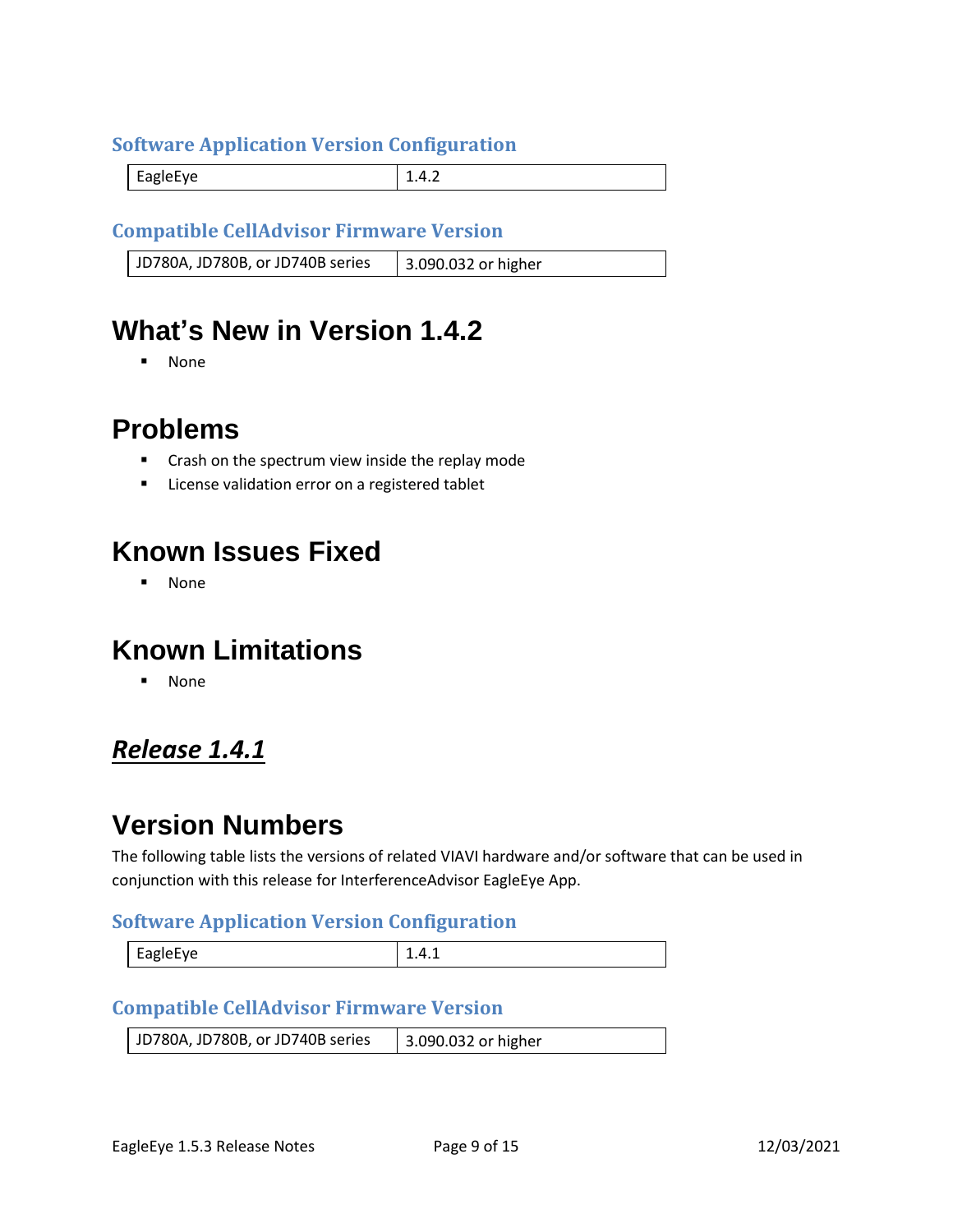### Software Application Version Configuration

| EagleEye | 1.4.2 |
|---|---|

### Compatible CellAdvisor Firmware Version

| JD780A, JD780B, or JD740B series | 3.090.032 or higher |
|---|---|

## What's New in Version 1.4.2

- None

## Problems

- Crash on the spectrum view inside the replay mode
- License validation error on a registered tablet

## Known Issues Fixed

- None

## Known Limitations

- None

# ***Release 1.4.1***

## Version Numbers

The following table lists the versions of related VIAVI hardware and/or software that can be used in conjunction with this release for InterferenceAdvisor EagleEye App.

### Software Application Version Configuration

| EagleEye | 1.4.1 |
|---|---|

### Compatible CellAdvisor Firmware Version

| JD780A, JD780B, or JD740B series | 3.090.032 or higher |
|---|---|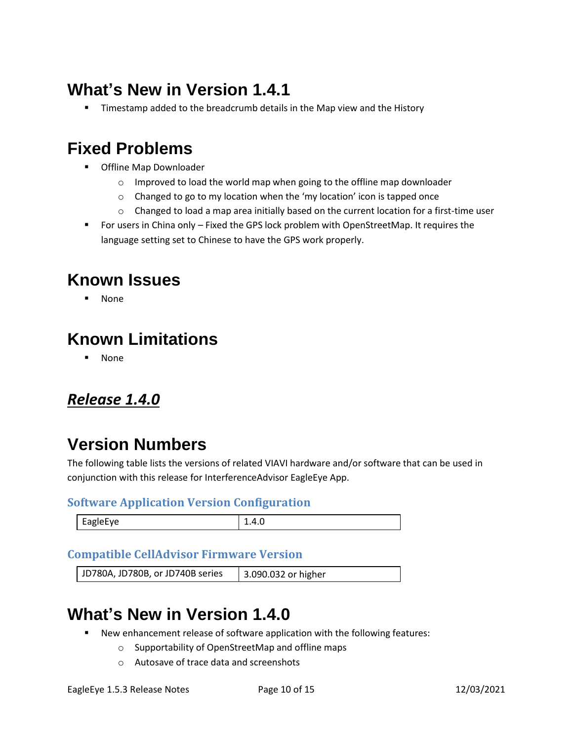## What's New in Version 1.4.1

- Timestamp added to the breadcrumb details in the Map view and the History

## Fixed Problems

- Offline Map Downloader
    - Improved to load the world map when going to the offline map downloader
    - Changed to go to my location when the 'my location' icon is tapped once
    - Changed to load a map area initially based on the current location for a first-time user
- For users in China only – Fixed the GPS lock problem with OpenStreetMap. It requires the language setting set to Chinese to have the GPS work properly.

## Known Issues

- None

## Known Limitations

- None

# ***Release 1.4.0***

## Version Numbers

The following table lists the versions of related VIAVI hardware and/or software that can be used in conjunction with this release for InterferenceAdvisor EagleEye App.

### Software Application Version Configuration

| EagleEye | 1.4.0 |
|---|---|

### Compatible CellAdvisor Firmware Version

| JD780A, JD780B, or JD740B series | 3.090.032 or higher |
|---|---|

## What's New in Version 1.4.0

- New enhancement release of software application with the following features:
    - Supportability of OpenStreetMap and offline maps
    - Autosave of trace data and screenshots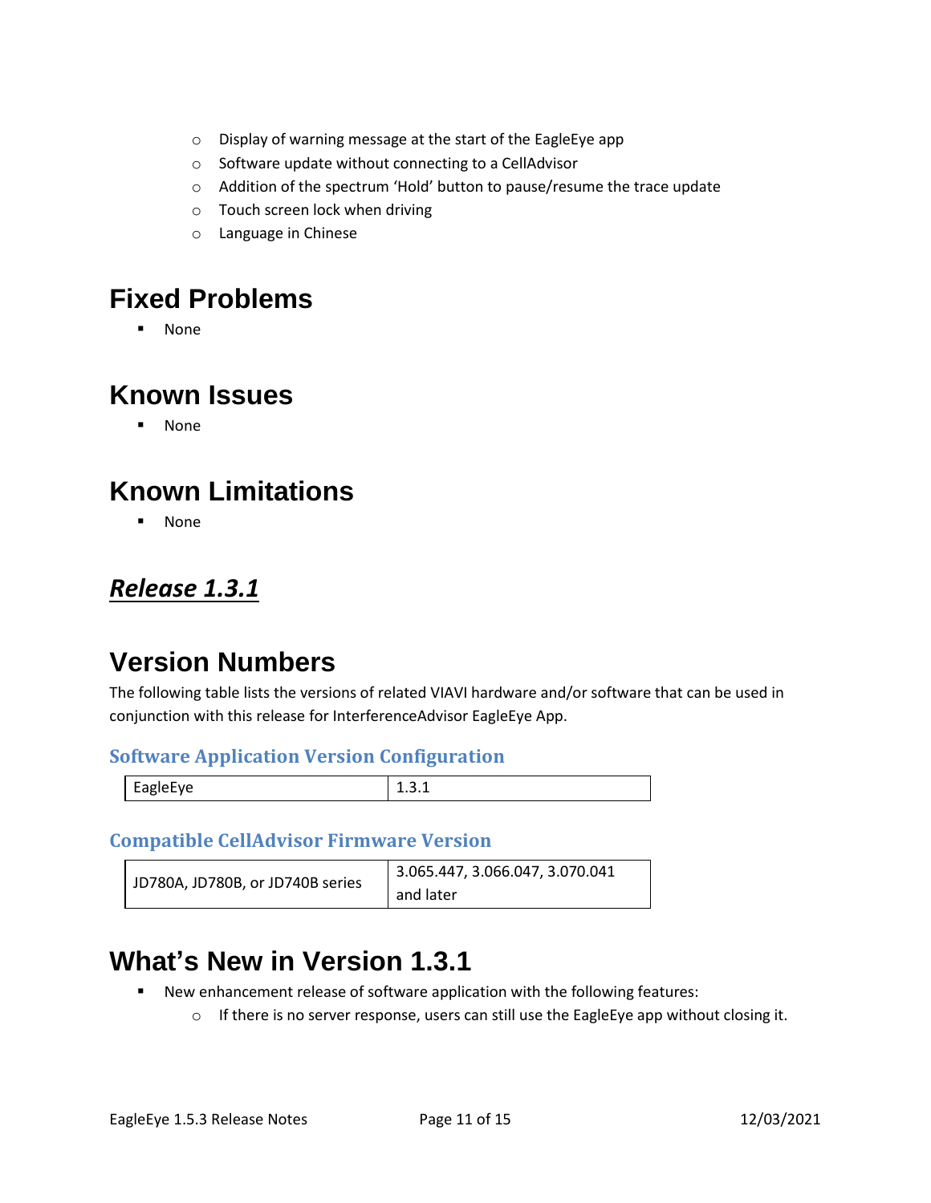- Display of warning message at the start of the EagleEye app
- Software update without connecting to a CellAdvisor
- Addition of the spectrum 'Hold' button to pause/resume the trace update
- Touch screen lock when driving
- Language in Chinese

# Fixed Problems

- None

# Known Issues

- None

# Known Limitations

- None

## ***Release 1.3.1***

# Version Numbers

The following table lists the versions of related VIAVI hardware and/or software that can be used in conjunction with this release for InterferenceAdvisor EagleEye App.

### Software Application Version Configuration

| EagleEye | 1.3.1 |
|---|---|

### Compatible CellAdvisor Firmware Version

| JD780A, JD780B, or JD740B series | 3.065.447, 3.066.047, 3.070.041 and later |
|---|---|

# What's New in Version 1.3.1

- New enhancement release of software application with the following features:
  - If there is no server response, users can still use the EagleEye app without closing it.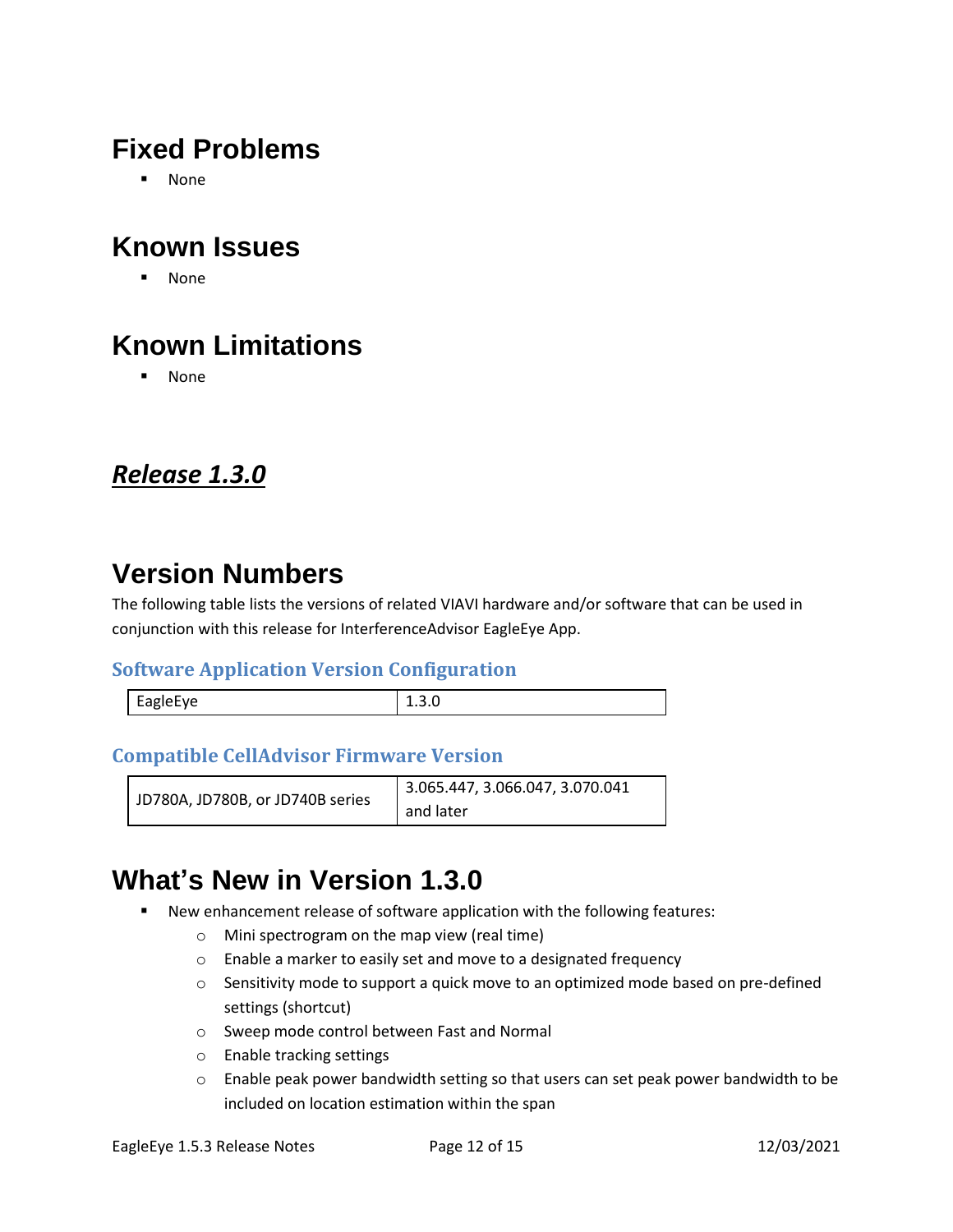# Fixed Problems

- None

# Known Issues

- None

# Known Limitations

- None

## ***Release 1.3.0***

# Version Numbers

The following table lists the versions of related VIAVI hardware and/or software that can be used in conjunction with this release for InterferenceAdvisor EagleEye App.

### Software Application Version Configuration

| EagleEye | 1.3.0 |
|---|---|

### Compatible CellAdvisor Firmware Version

| JD780A, JD780B, or JD740B series | 3.065.447, 3.066.047, 3.070.041 and later |
|---|---|

# What's New in Version 1.3.0

- New enhancement release of software application with the following features:
  - Mini spectrogram on the map view (real time)
  - Enable a marker to easily set and move to a designated frequency
  - Sensitivity mode to support a quick move to an optimized mode based on pre-defined settings (shortcut)
  - Sweep mode control between Fast and Normal
  - Enable tracking settings
  - Enable peak power bandwidth setting so that users can set peak power bandwidth to be included on location estimation within the span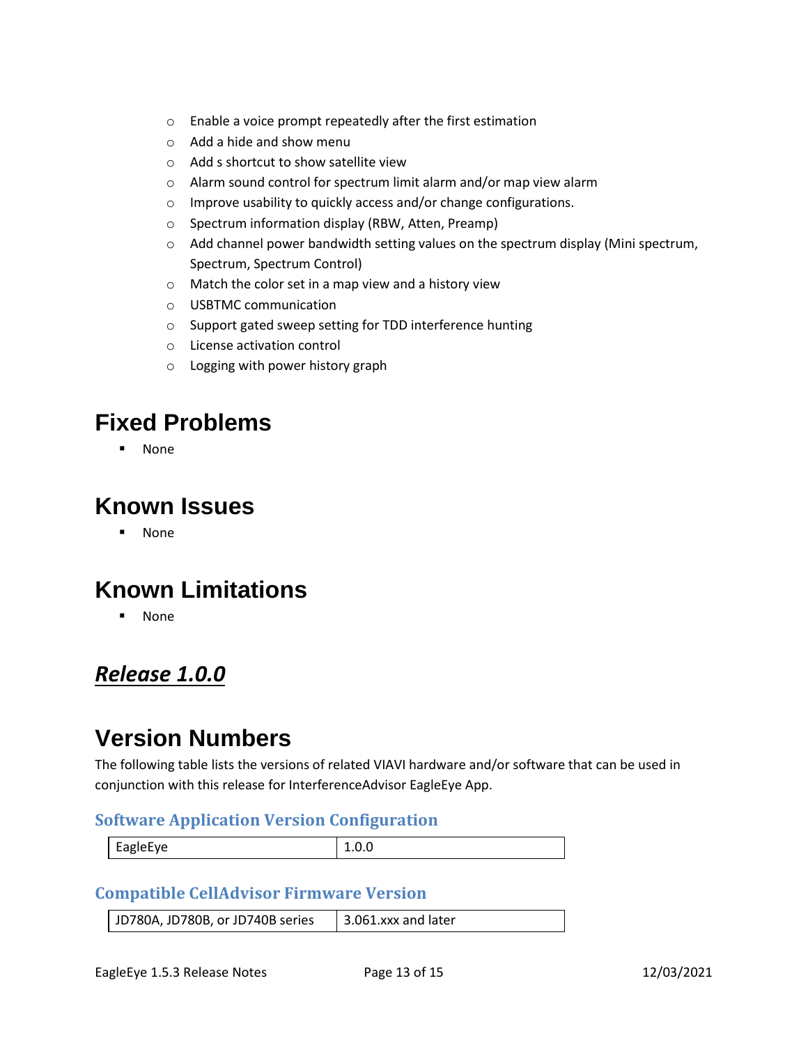- Enable a voice prompt repeatedly after the first estimation
- Add a hide and show menu
- Add s shortcut to show satellite view
- Alarm sound control for spectrum limit alarm and/or map view alarm
- Improve usability to quickly access and/or change configurations.
- Spectrum information display (RBW, Atten, Preamp)
- Add channel power bandwidth setting values on the spectrum display (Mini spectrum, Spectrum, Spectrum Control)
- Match the color set in a map view and a history view
- USBTMC communication
- Support gated sweep setting for TDD interference hunting
- License activation control
- Logging with power history graph

# Fixed Problems

- None

# Known Issues

- None

# Known Limitations

- None

## ***Release 1.0.0***

# Version Numbers

The following table lists the versions of related VIAVI hardware and/or software that can be used in conjunction with this release for InterferenceAdvisor EagleEye App.

### Software Application Version Configuration

| | |
|---|---|
| EagleEye | 1.0.0 |

### Compatible CellAdvisor Firmware Version

| | |
|---|---|
| JD780A, JD780B, or JD740B series | 3.061.xxx and later |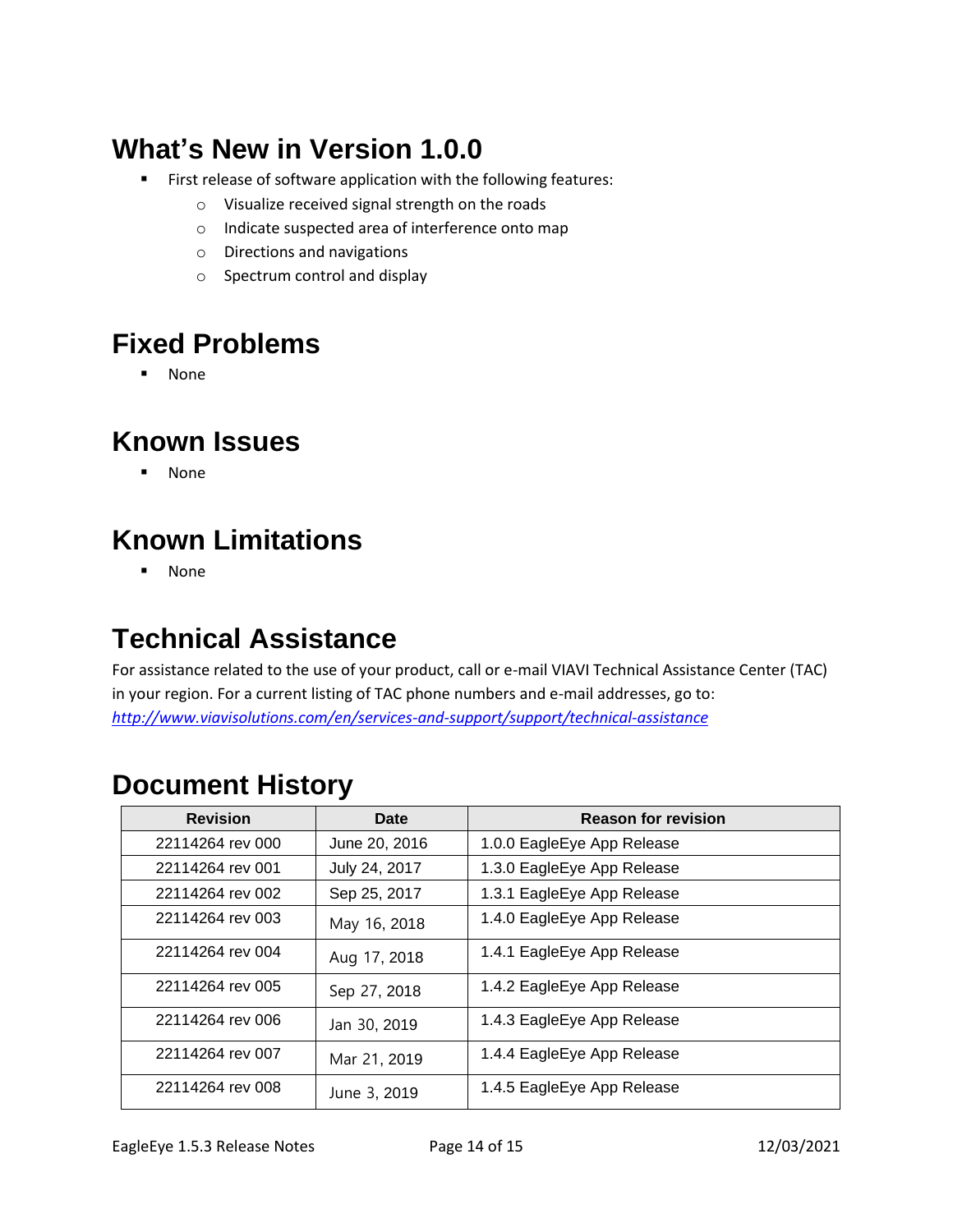## What's New in Version 1.0.0

- First release of software application with the following features:
    - Visualize received signal strength on the roads
    - Indicate suspected area of interference onto map
    - Directions and navigations
    - Spectrum control and display

## Fixed Problems

- None

## Known Issues

- None

## Known Limitations

- None

## Technical Assistance

For assistance related to the use of your product, call or e-mail VIAVI Technical Assistance Center (TAC) in your region. For a current listing of TAC phone numbers and e-mail addresses, go to: *http://www.viavisolutions.com/en/services-and-support/support/technical-assistance*

## Document History

| Revision | Date | Reason for revision |
|---|---|---|
| 22114264 rev 000 | June 20, 2016 | 1.0.0 EagleEye App Release |
| 22114264 rev 001 | July 24, 2017 | 1.3.0 EagleEye App Release |
| 22114264 rev 002 | Sep 25, 2017 | 1.3.1 EagleEye App Release |
| 22114264 rev 003 | May 16, 2018 | 1.4.0 EagleEye App Release |
| 22114264 rev 004 | Aug 17, 2018 | 1.4.1 EagleEye App Release |
| 22114264 rev 005 | Sep 27, 2018 | 1.4.2 EagleEye App Release |
| 22114264 rev 006 | Jan 30, 2019 | 1.4.3 EagleEye App Release |
| 22114264 rev 007 | Mar 21, 2019 | 1.4.4 EagleEye App Release |
| 22114264 rev 008 | June 3, 2019 | 1.4.5 EagleEye App Release |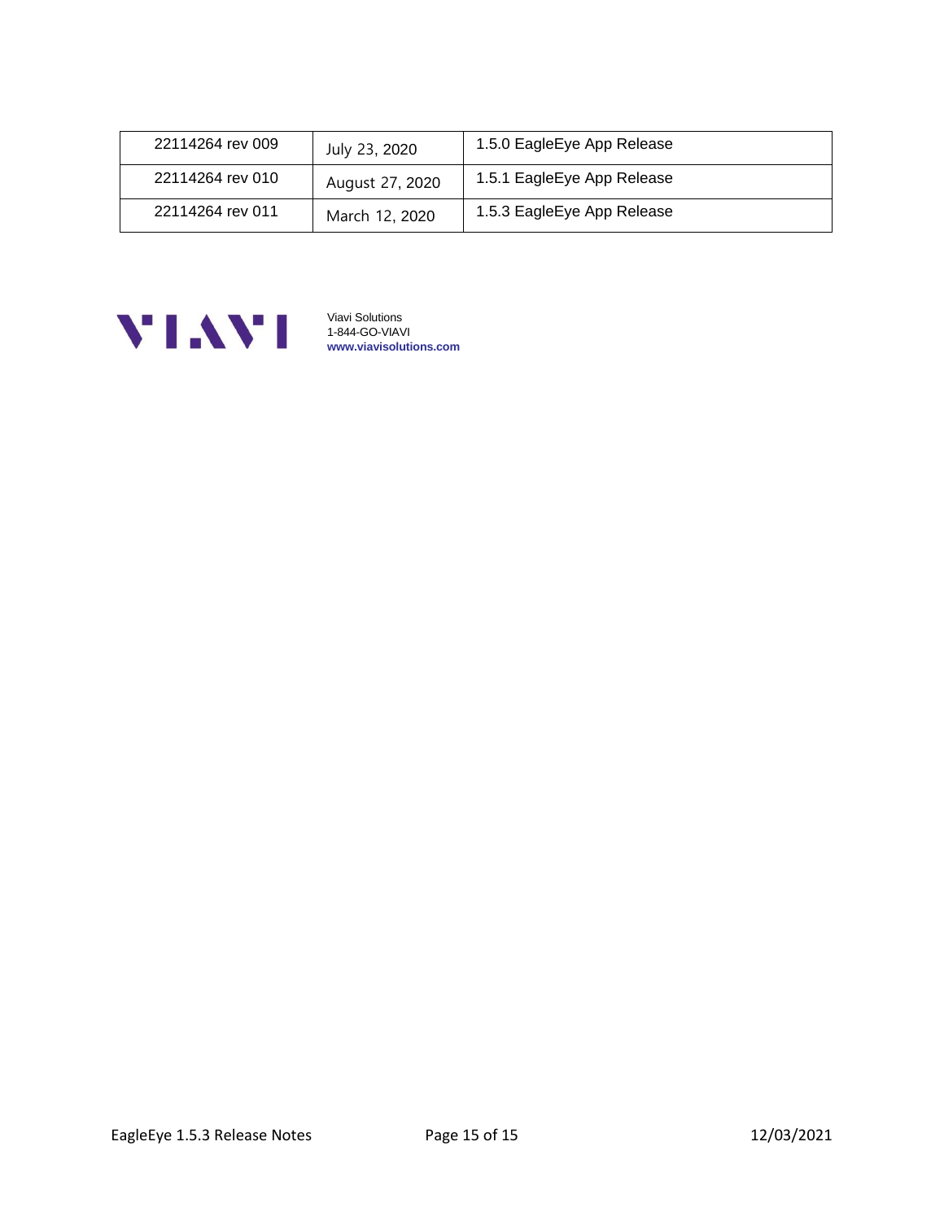| | | |
|---|---|---|
| 22114264 rev 009 | July 23, 2020 | 1.5.0 EagleEye App Release |
| 22114264 rev 010 | August 27, 2020 | 1.5.1 EagleEye App Release |
| 22114264 rev 011 | March 12, 2020 | 1.5.3 EagleEye App Release |

VIAVI

Viavi Solutions
1-844-GO-VIAVI
**www.viavisolutions.com**